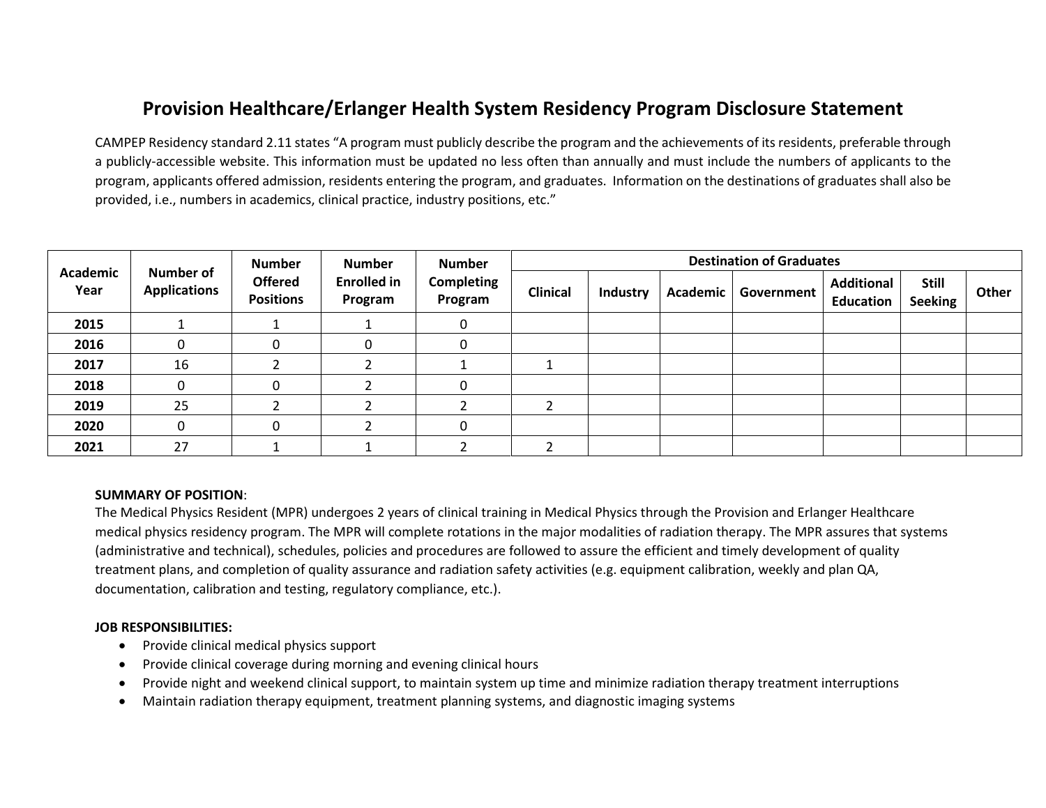# Provision Healthcare/Erlanger Health System Residency Program Disclosure Statement

CAMPEP Residency standard 2.11 states "A program must publicly describe the program and the achievements of its residents, preferable through a publicly-accessible website. This information must be updated no less often than annually and must include the numbers of applicants to the program, applicants offered admission, residents entering the program, and graduates. Information on the destinations of graduates shall also be provided, i.e., numbers in academics, clinical practice, industry positions, etc."

| Academic Year | Number of Applications | Number Offered Positions | Number Enrolled in Program | Number Completing Program | Destination of Graduates | | | | | | |
|---|---|---|---|---|---|---|---|---|---|---|---|
| | | | | | Clinical | Industry | Academic | Government | Additional Education | Still Seeking | Other |
| 2015 | 1 | 1 | 1 | 0 | | | | | | | |
| 2016 | 0 | 0 | 0 | 0 | | | | | | | |
| 2017 | 16 | 2 | 2 | 1 | 1 | | | | | | |
| 2018 | 0 | 0 | 2 | 0 | | | | | | | |
| 2019 | 25 | 2 | 2 | 2 | 2 | | | | | | |
| 2020 | 0 | 0 | 2 | 0 | | | | | | | |
| 2021 | 27 | 1 | 1 | 2 | 2 | | | | | | |

**SUMMARY OF POSITION**:
The Medical Physics Resident (MPR) undergoes 2 years of clinical training in Medical Physics through the Provision and Erlanger Healthcare medical physics residency program. The MPR will complete rotations in the major modalities of radiation therapy. The MPR assures that systems (administrative and technical), schedules, policies and procedures are followed to assure the efficient and timely development of quality treatment plans, and completion of quality assurance and radiation safety activities (e.g. equipment calibration, weekly and plan QA, documentation, calibration and testing, regulatory compliance, etc.).

**JOB RESPONSIBILITIES:**

- Provide clinical medical physics support
- Provide clinical coverage during morning and evening clinical hours
- Provide night and weekend clinical support, to maintain system up time and minimize radiation therapy treatment interruptions
- Maintain radiation therapy equipment, treatment planning systems, and diagnostic imaging systems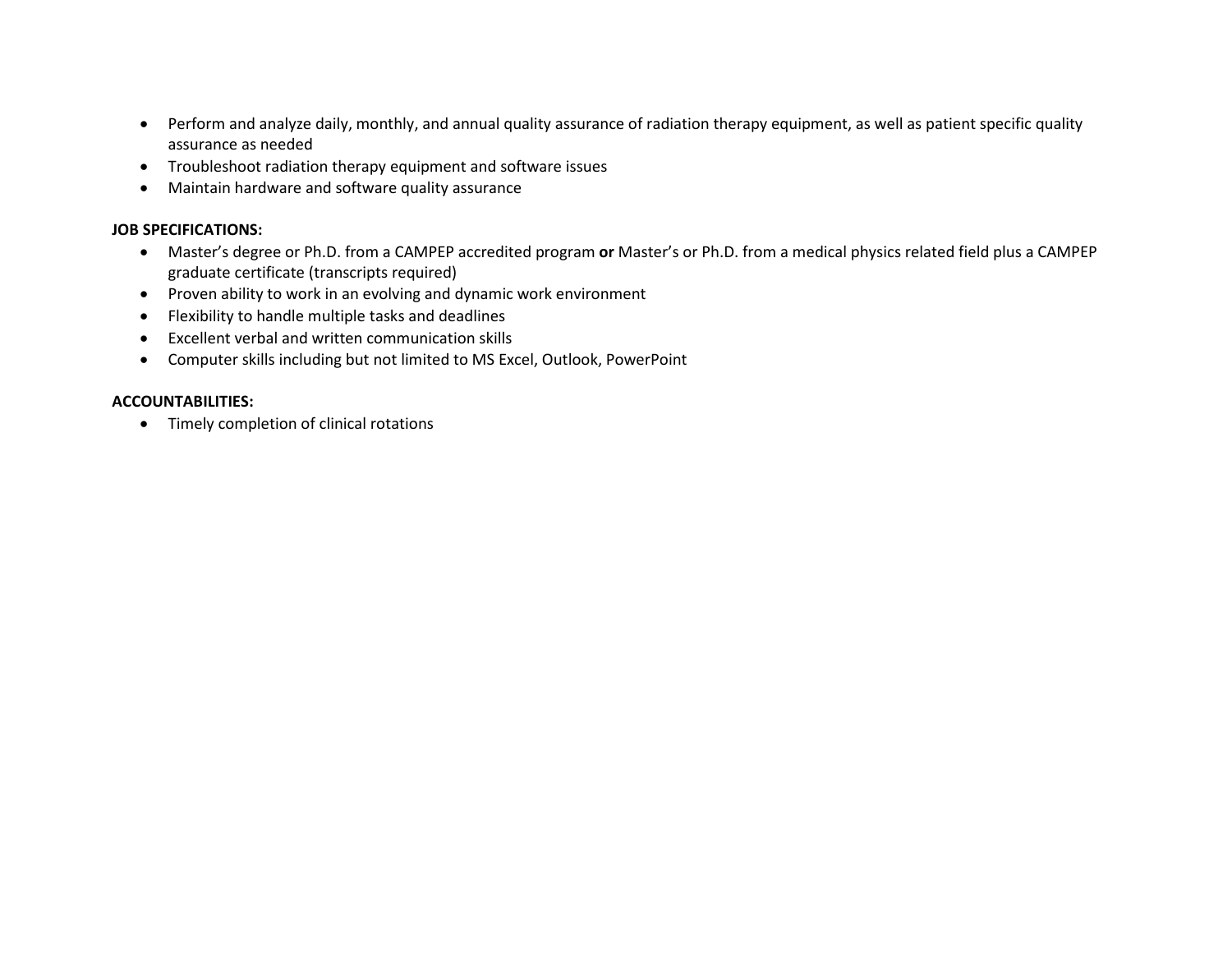- Perform and analyze daily, monthly, and annual quality assurance of radiation therapy equipment, as well as patient specific quality assurance as needed
- Troubleshoot radiation therapy equipment and software issues
- Maintain hardware and software quality assurance

**JOB SPECIFICATIONS:**

- Master's degree or Ph.D. from a CAMPEP accredited program **or** Master's or Ph.D. from a medical physics related field plus a CAMPEP graduate certificate (transcripts required)
- Proven ability to work in an evolving and dynamic work environment
- Flexibility to handle multiple tasks and deadlines
- Excellent verbal and written communication skills
- Computer skills including but not limited to MS Excel, Outlook, PowerPoint

**ACCOUNTABILITIES:**

- Timely completion of clinical rotations